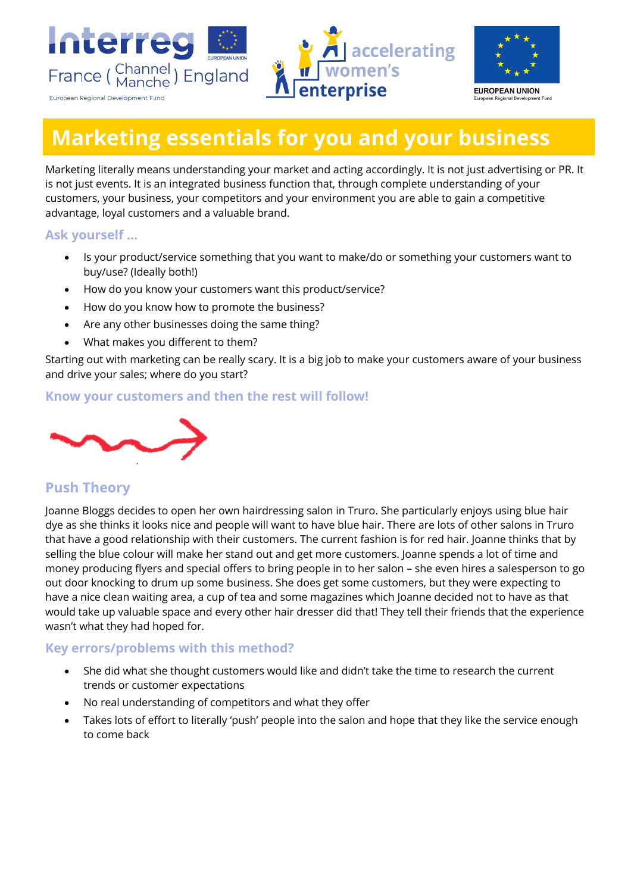# Marketing essentials for you and your business

Marketing literally means understanding your market and acting accordingly. It is not just advertising or PR. It is not just events. It is an integrated business function that, through complete understanding of your customers, your business, your competitors and your environment you are able to gain a competitive advantage, loyal customers and a valuable brand.

## Ask yourself ...

- Is your product/service something that you want to make/do or something your customers want to buy/use? (Ideally both!)
- How do you know your customers want this product/service?
- How do you know how to promote the business?
- Are any other businesses doing the same thing?
- What makes you different to them?

Starting out with marketing can be really scary. It is a big job to make your customers aware of your business and drive your sales; where do you start?

## Know your customers and then the rest will follow!

## Push Theory

Joanne Bloggs decides to open her own hairdressing salon in Truro. She particularly enjoys using blue hair dye as she thinks it looks nice and people will want to have blue hair. There are lots of other salons in Truro that have a good relationship with their customers. The current fashion is for red hair. Joanne thinks that by selling the blue colour will make her stand out and get more customers. Joanne spends a lot of time and money producing flyers and special offers to bring people in to her salon – she even hires a salesperson to go out door knocking to drum up some business. She does get some customers, but they were expecting to have a nice clean waiting area, a cup of tea and some magazines which Joanne decided not to have as that would take up valuable space and every other hair dresser did that! They tell their friends that the experience wasn't what they had hoped for.

## Key errors/problems with this method?

- She did what she thought customers would like and didn't take the time to research the current trends or customer expectations
- No real understanding of competitors and what they offer
- Takes lots of effort to literally 'push' people into the salon and hope that they like the service enough to come back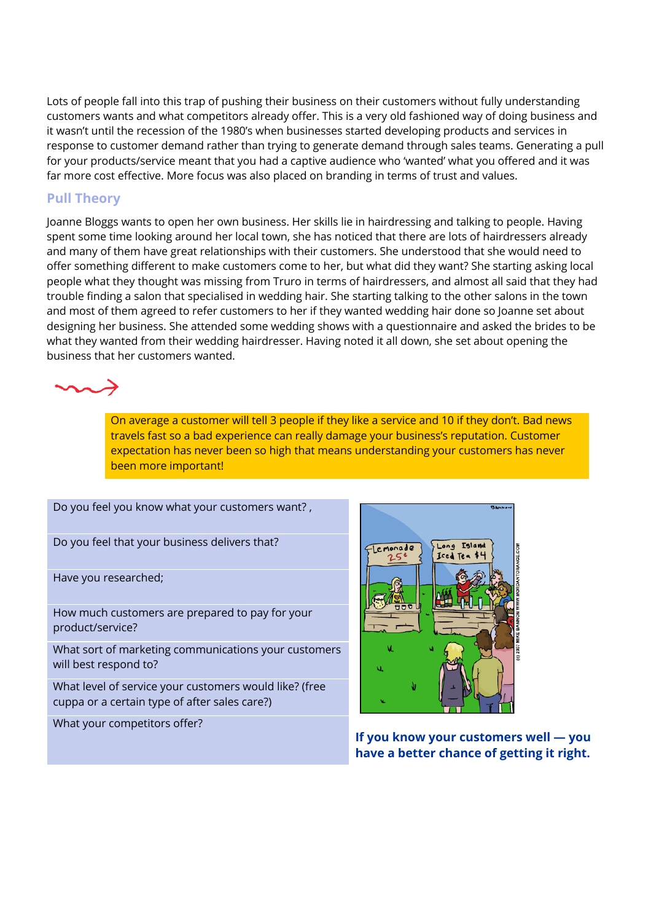Lots of people fall into this trap of pushing their business on their customers without fully understanding customers wants and what competitors already offer. This is a very old fashioned way of doing business and it wasn't until the recession of the 1980's when businesses started developing products and services in response to customer demand rather than trying to generate demand through sales teams. Generating a pull for your products/service meant that you had a captive audience who 'wanted' what you offered and it was far more cost effective. More focus was also placed on branding in terms of trust and values.

## Pull Theory

Joanne Bloggs wants to open her own business. Her skills lie in hairdressing and talking to people. Having spent some time looking around her local town, she has noticed that there are lots of hairdressers already and many of them have great relationships with their customers. She understood that she would need to offer something different to make customers come to her, but what did they want? She starting asking local people what they thought was missing from Truro in terms of hairdressers, and almost all said that they had trouble finding a salon that specialised in wedding hair. She starting talking to the other salons in the town and most of them agreed to refer customers to her if they wanted wedding hair done so Joanne set about designing her business. She attended some wedding shows with a questionnaire and asked the brides to be what they wanted from their wedding hairdresser. Having noted it all down, she set about opening the business that her customers wanted.

On average a customer will tell 3 people if they like a service and 10 if they don't. Bad news travels fast so a bad experience can really damage your business's reputation. Customer expectation has never been so high that means understanding your customers has never been more important!

| |
|---|
| Do you feel you know what your customers want? , |
| Do you feel that your business delivers that? |
| Have you researched; |
| How much customers are prepared to pay for your product/service? |
| What sort of marketing communications your customers will best respond to? |
| What level of service your customers would like? (free cuppa or a certain type of after sales care?) |
| What your competitors offer? |

**If you know your customers well — you have a better chance of getting it right.**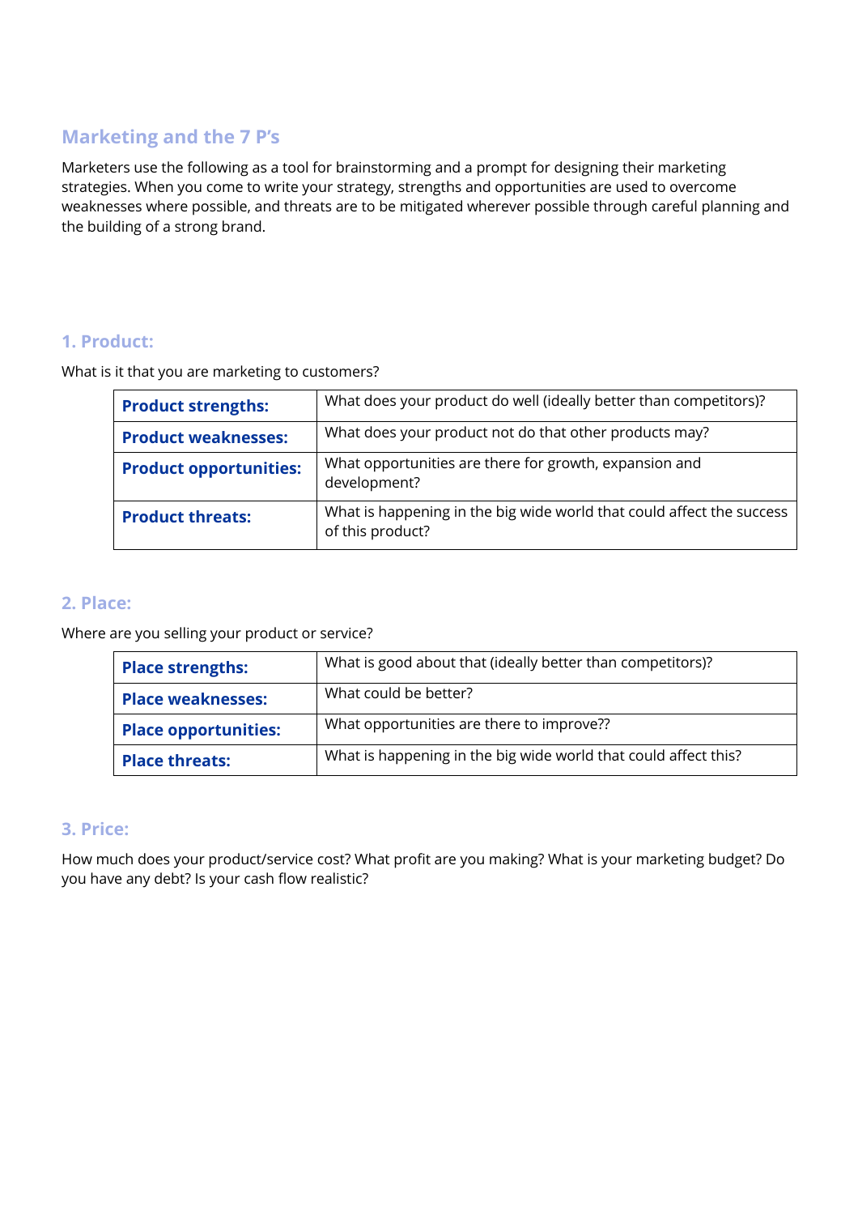## Marketing and the 7 P's

Marketers use the following as a tool for brainstorming and a prompt for designing their marketing strategies. When you come to write your strategy, strengths and opportunities are used to overcome weaknesses where possible, and threats are to be mitigated wherever possible through careful planning and the building of a strong brand.

### 1. Product:

What is it that you are marketing to customers?

| | |
|---|---|
| **Product strengths:** | What does your product do well (ideally better than competitors)? |
| **Product weaknesses:** | What does your product not do that other products may? |
| **Product opportunities:** | What opportunities are there for growth, expansion and development? |
| **Product threats:** | What is happening in the big wide world that could affect the success of this product? |

### 2. Place:

Where are you selling your product or service?

| | |
|---|---|
| **Place strengths:** | What is good about that (ideally better than competitors)? |
| **Place weaknesses:** | What could be better? |
| **Place opportunities:** | What opportunities are there to improve?? |
| **Place threats:** | What is happening in the big wide world that could affect this? |

### 3. Price:

How much does your product/service cost? What profit are you making? What is your marketing budget? Do you have any debt? Is your cash flow realistic?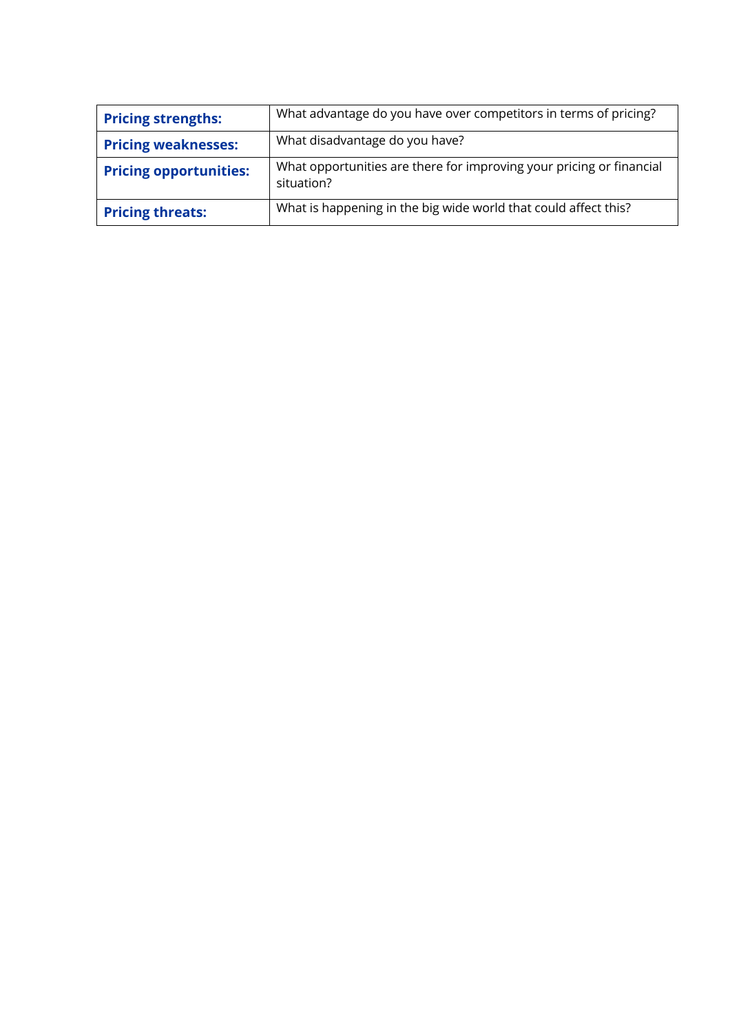| **Pricing strengths:** | What advantage do you have over competitors in terms of pricing? |
|---|---|
| **Pricing weaknesses:** | What disadvantage do you have? |
| **Pricing opportunities:** | What opportunities are there for improving your pricing or financial situation? |
| **Pricing threats:** | What is happening in the big wide world that could affect this? |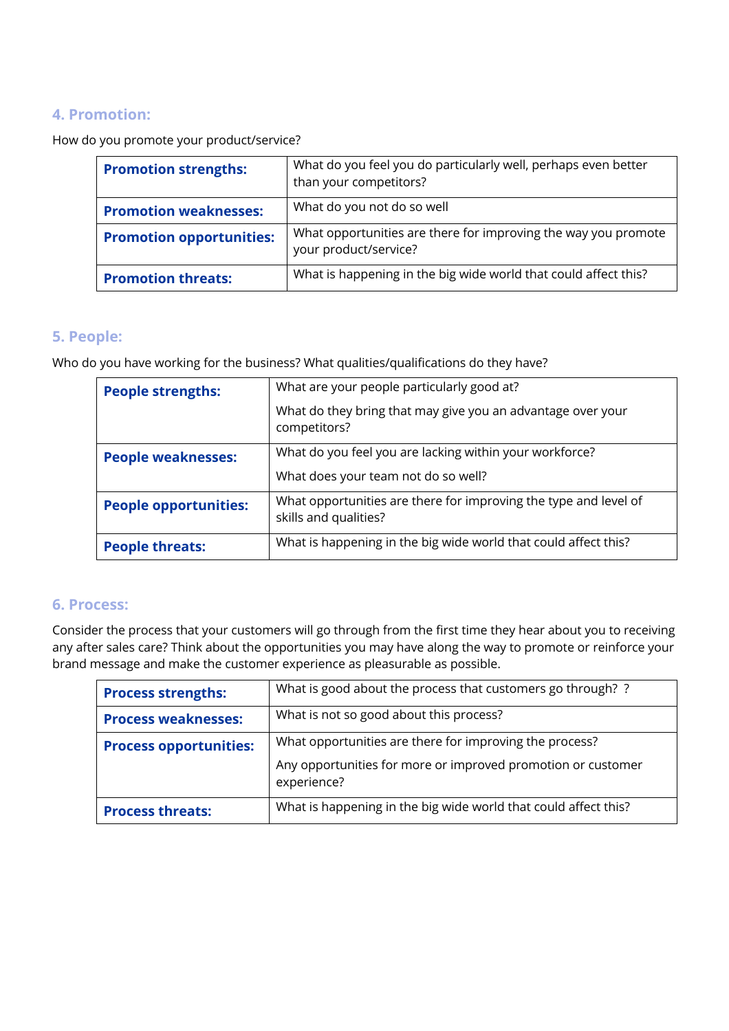## 4. Promotion:

How do you promote your product/service?

| | |
|---|---|
| **Promotion strengths:** | What do you feel you do particularly well, perhaps even better than your competitors? |
| **Promotion weaknesses:** | What do you not do so well |
| **Promotion opportunities:** | What opportunities are there for improving the way you promote your product/service? |
| **Promotion threats:** | What is happening in the big wide world that could affect this? |

## 5. People:

Who do you have working for the business? What qualities/qualifications do they have?

| | |
|---|---|
| **People strengths:** | What are your people particularly good at?<br>What do they bring that may give you an advantage over your competitors? |
| **People weaknesses:** | What do you feel you are lacking within your workforce?<br>What does your team not do so well? |
| **People opportunities:** | What opportunities are there for improving the type and level of skills and qualities? |
| **People threats:** | What is happening in the big wide world that could affect this? |

## 6. Process:

Consider the process that your customers will go through from the first time they hear about you to receiving any after sales care? Think about the opportunities you may have along the way to promote or reinforce your brand message and make the customer experience as pleasurable as possible.

| | |
|---|---|
| **Process strengths:** | What is good about the process that customers go through? ? |
| **Process weaknesses:** | What is not so good about this process? |
| **Process opportunities:** | What opportunities are there for improving the process?<br>Any opportunities for more or improved promotion or customer experience? |
| **Process threats:** | What is happening in the big wide world that could affect this? |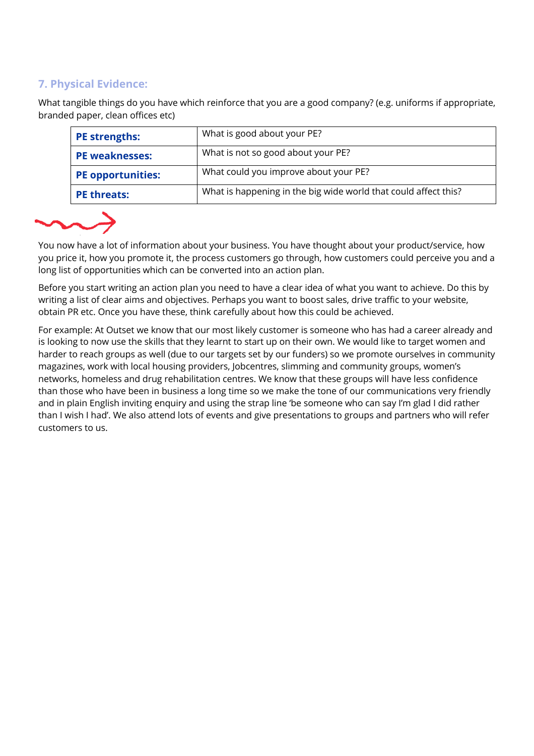### 7. Physical Evidence:

What tangible things do you have which reinforce that you are a good company? (e.g. uniforms if appropriate, branded paper, clean offices etc)

| | |
|---|---|
| **PE strengths:** | What is good about your PE? |
| **PE weaknesses:** | What is not so good about your PE? |
| **PE opportunities:** | What could you improve about your PE? |
| **PE threats:** | What is happening in the big wide world that could affect this? |

You now have a lot of information about your business. You have thought about your product/service, how you price it, how you promote it, the process customers go through, how customers could perceive you and a long list of opportunities which can be converted into an action plan.

Before you start writing an action plan you need to have a clear idea of what you want to achieve. Do this by writing a list of clear aims and objectives. Perhaps you want to boost sales, drive traffic to your website, obtain PR etc. Once you have these, think carefully about how this could be achieved.

For example: At Outset we know that our most likely customer is someone who has had a career already and is looking to now use the skills that they learnt to start up on their own. We would like to target women and harder to reach groups as well (due to our targets set by our funders) so we promote ourselves in community magazines, work with local housing providers, Jobcentres, slimming and community groups, women's networks, homeless and drug rehabilitation centres. We know that these groups will have less confidence than those who have been in business a long time so we make the tone of our communications very friendly and in plain English inviting enquiry and using the strap line 'be someone who can say I'm glad I did rather than I wish I had'. We also attend lots of events and give presentations to groups and partners who will refer customers to us.